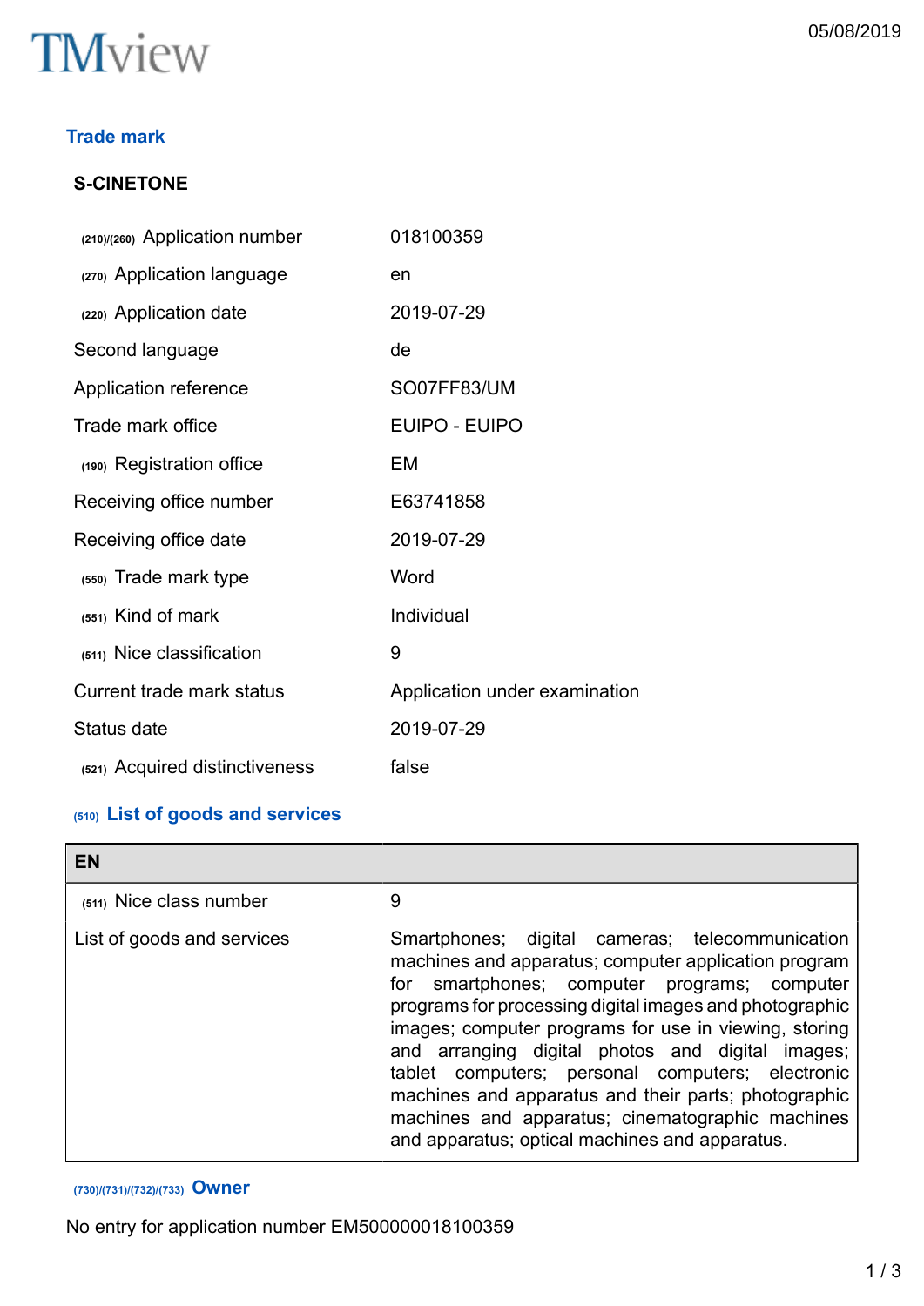TMview

05/08/2019

## Trade mark

### S-CINETONE

| | |
|---|---|
| (210)/(260) Application number | 018100359 |
| (270) Application language | en |
| (220) Application date | 2019-07-29 |
| Second language | de |
| Application reference | SO07FF83/UM |
| Trade mark office | EUIPO - EUIPO |
| (190) Registration office | EM |
| Receiving office number | E63741858 |
| Receiving office date | 2019-07-29 |
| (550) Trade mark type | Word |
| (551) Kind of mark | Individual |
| (511) Nice classification | 9 |
| Current trade mark status | Application under examination |
| Status date | 2019-07-29 |
| (521) Acquired distinctiveness | false |

## (510) List of goods and services

| EN | |
|---|---|
| (511) Nice class number | 9 |
| List of goods and services | Smartphones; digital cameras; telecommunication machines and apparatus; computer application program for smartphones; computer programs; computer programs for processing digital images and photographic images; computer programs for use in viewing, storing and arranging digital photos and digital images; tablet computers; personal computers; electronic machines and apparatus and their parts; photographic machines and apparatus; cinematographic machines and apparatus; optical machines and apparatus. |

## (730)/(731)/(732)/(733) Owner

No entry for application number EM500000018100359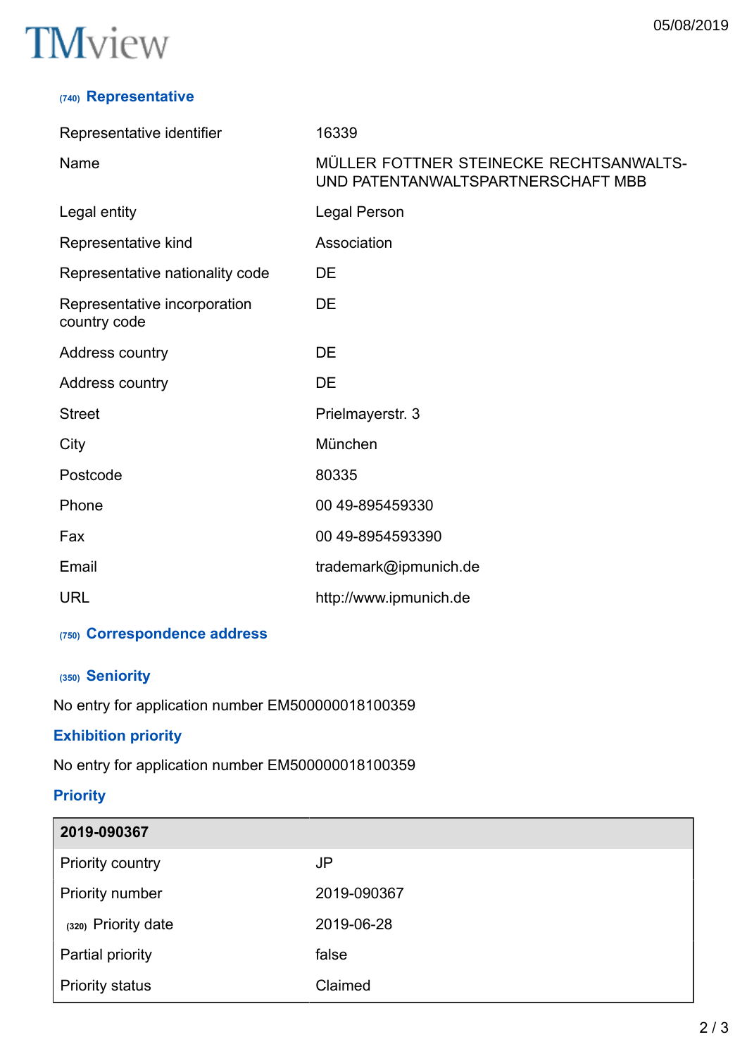## (740) Representative

| | |
|---|---|
| Representative identifier | 16339 |
| Name | MÜLLER FOTTNER STEINECKE RECHTSANWALTS- UND PATENTANWALTSPARTNERSCHAFT MBB |
| Legal entity | Legal Person |
| Representative kind | Association |
| Representative nationality code | DE |
| Representative incorporation country code | DE |
| Address country | DE |
| Address country | DE |
| Street | Prielmayerstr. 3 |
| City | München |
| Postcode | 80335 |
| Phone | 00 49-895459330 |
| Fax | 00 49-8954593390 |
| Email | trademark@ipmunich.de |
| URL | http://www.ipmunich.de |

## (750) Correspondence address

## (350) Seniority

No entry for application number EM500000018100359

## Exhibition priority

No entry for application number EM500000018100359

## Priority

| 2019-090367 | |
|---|---|
| Priority country | JP |
| Priority number | 2019-090367 |
| (320) Priority date | 2019-06-28 |
| Partial priority | false |
| Priority status | Claimed |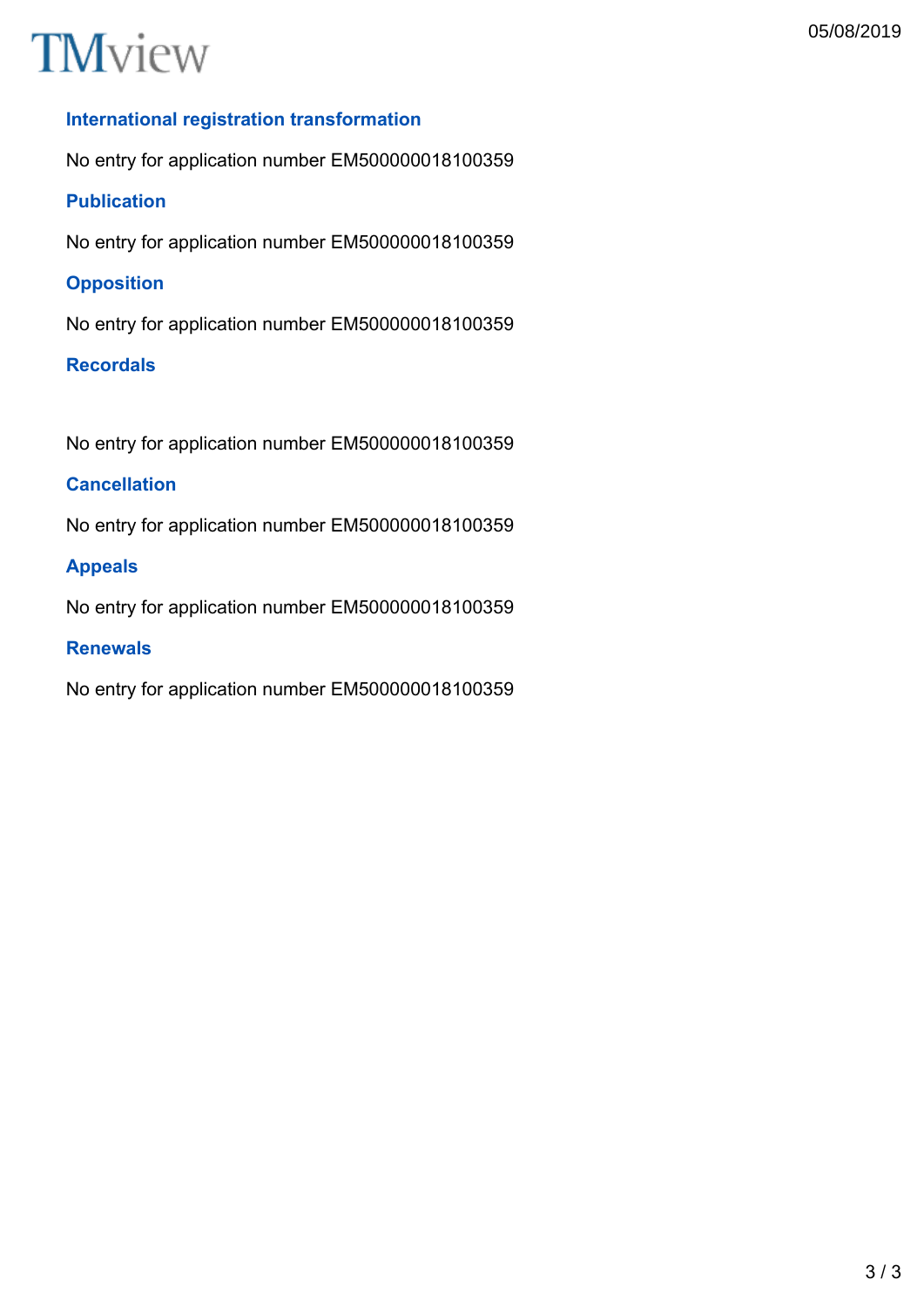## International registration transformation

No entry for application number EM500000018100359

## Publication

No entry for application number EM500000018100359

## Opposition

No entry for application number EM500000018100359

## Recordals

No entry for application number EM500000018100359

## Cancellation

No entry for application number EM500000018100359

## Appeals

No entry for application number EM500000018100359

## Renewals

No entry for application number EM500000018100359